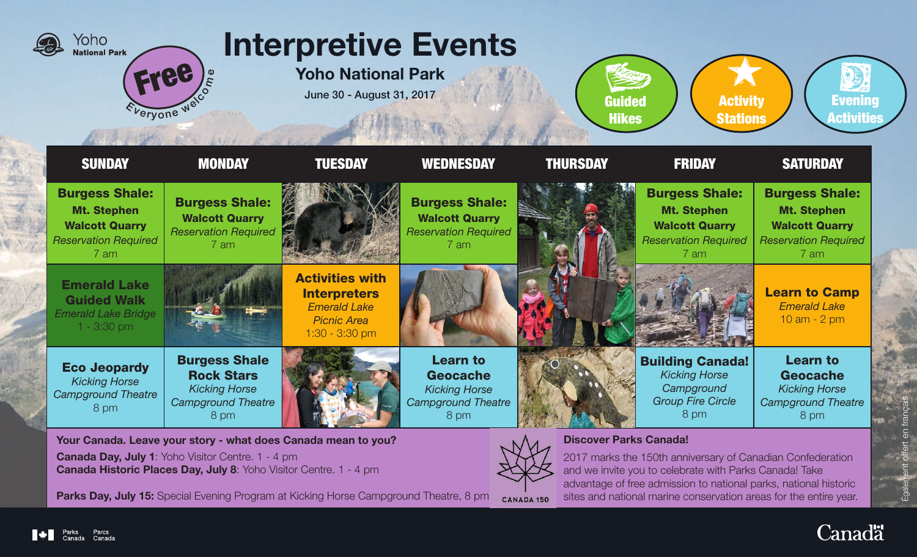Yoho National Park

**Free** — Everyone welcome

# Interpretive Events

## Yoho National Park

June 30 - August 31, 2017

Guided Hikes | Activity Stations | Evening Activities

| SUNDAY | MONDAY | TUESDAY | WEDNESDAY | THURSDAY | FRIDAY | SATURDAY |
|---|---|---|---|---|---|---|
| **Burgess Shale: Mt. Stephen Walcott Quarry** *Reservation Required* 7 am | **Burgess Shale: Walcott Quarry** *Reservation Required* 7 am | | **Burgess Shale: Walcott Quarry** *Reservation Required* 7 am | | **Burgess Shale: Mt. Stephen Walcott Quarry** *Reservation Required* 7 am | **Burgess Shale: Mt. Stephen Walcott Quarry** *Reservation Required* 7 am |
| **Emerald Lake Guided Walk** *Emerald Lake Bridge* 1 - 3:30 pm | | **Activities with Interpreters** *Emerald Lake Picnic Area* 1:30 - 3:30 pm | | | | **Learn to Camp** *Emerald Lake* 10 am - 2 pm |
| **Eco Jeopardy** *Kicking Horse Campground Theatre* 8 pm | **Burgess Shale Rock Stars** *Kicking Horse Campground Theatre* 8 pm | | **Learn to Geocache** *Kicking Horse Campground Theatre* 8 pm | | **Building Canada!** *Kicking Horse Campground Group Fire Circle* 8 pm | **Learn to Geocache** *Kicking Horse Campground Theatre* 8 pm |

**Your Canada. Leave your story - what does Canada mean to you?**

**Canada Day, July 1**: Yoho Visitor Centre. 1 - 4 pm

**Canada Historic Places Day, July 8**: Yoho Visitor Centre. 1 - 4 pm

**Parks Day, July 15:** Special Evening Program at Kicking Horse Campground Theatre, 8 pm

CANADA 150

**Discover Parks Canada!**

2017 marks the 150th anniversary of Canadian Confederation and we invite you to celebrate with Parks Canada! Take advantage of free admission to national parks, national historic sites and national marine conservation areas for the entire year.

Également offert en français

Parks Canada | Parcs Canada

Canada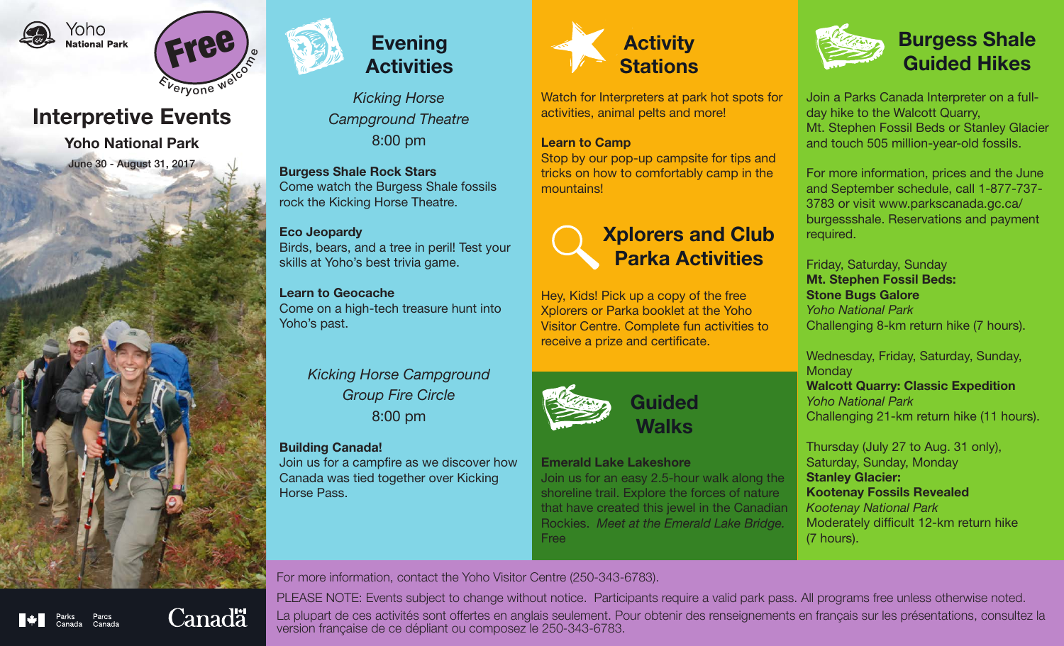Yoho
**National Park**

**Free**
Everyone welcome

# Interpretive Events

**Yoho National Park**

June 30 - August 31, 2017

## Evening Activities

*Kicking Horse Campground Theatre*
8:00 pm

**Burgess Shale Rock Stars**
Come watch the Burgess Shale fossils rock the Kicking Horse Theatre.

**Eco Jeopardy**
Birds, bears, and a tree in peril! Test your skills at Yoho's best trivia game.

**Learn to Geocache**
Come on a high-tech treasure hunt into Yoho's past.

*Kicking Horse Campground Group Fire Circle*
8:00 pm

**Building Canada!**
Join us for a campfire as we discover how Canada was tied together over Kicking Horse Pass.

## Activity Stations

Watch for Interpreters at park hot spots for activities, animal pelts and more!

**Learn to Camp**
Stop by our pop-up campsite for tips and tricks on how to comfortably camp in the mountains!

## Xplorers and Club Parka Activities

Hey, Kids! Pick up a copy of the free Xplorers or Parka booklet at the Yoho Visitor Centre. Complete fun activities to receive a prize and certificate.

## Guided Walks

**Emerald Lake Lakeshore**
Join us for an easy 2.5-hour walk along the shoreline trail. Explore the forces of nature that have created this jewel in the Canadian Rockies. *Meet at the Emerald Lake Bridge.*
Free

## Burgess Shale Guided Hikes

Join a Parks Canada Interpreter on a full-day hike to the Walcott Quarry, Mt. Stephen Fossil Beds or Stanley Glacier and touch 505 million-year-old fossils.

For more information, prices and the June and September schedule, call 1-877-737-3783 or visit www.parkscanada.gc.ca/burgessshale. Reservations and payment required.

Friday, Saturday, Sunday
**Mt. Stephen Fossil Beds: Stone Bugs Galore**
*Yoho National Park*
Challenging 8-km return hike (7 hours).

Wednesday, Friday, Saturday, Sunday, Monday
**Walcott Quarry: Classic Expedition**
*Yoho National Park*
Challenging 21-km return hike (11 hours).

Thursday (July 27 to Aug. 31 only), Saturday, Sunday, Monday
**Stanley Glacier: Kootenay Fossils Revealed**
*Kootenay National Park*
Moderately difficult 12-km return hike (7 hours).

For more information, contact the Yoho Visitor Centre (250-343-6783).

PLEASE NOTE: Events subject to change without notice. Participants require a valid park pass. All programs free unless otherwise noted.

La plupart de ces activités sont offertes en anglais seulement. Pour obtenir des renseignements en français sur les présentations, consultez la version française de ce dépliant ou composez le 250-343-6783.

Parks Canada Parcs Canada

Canadä